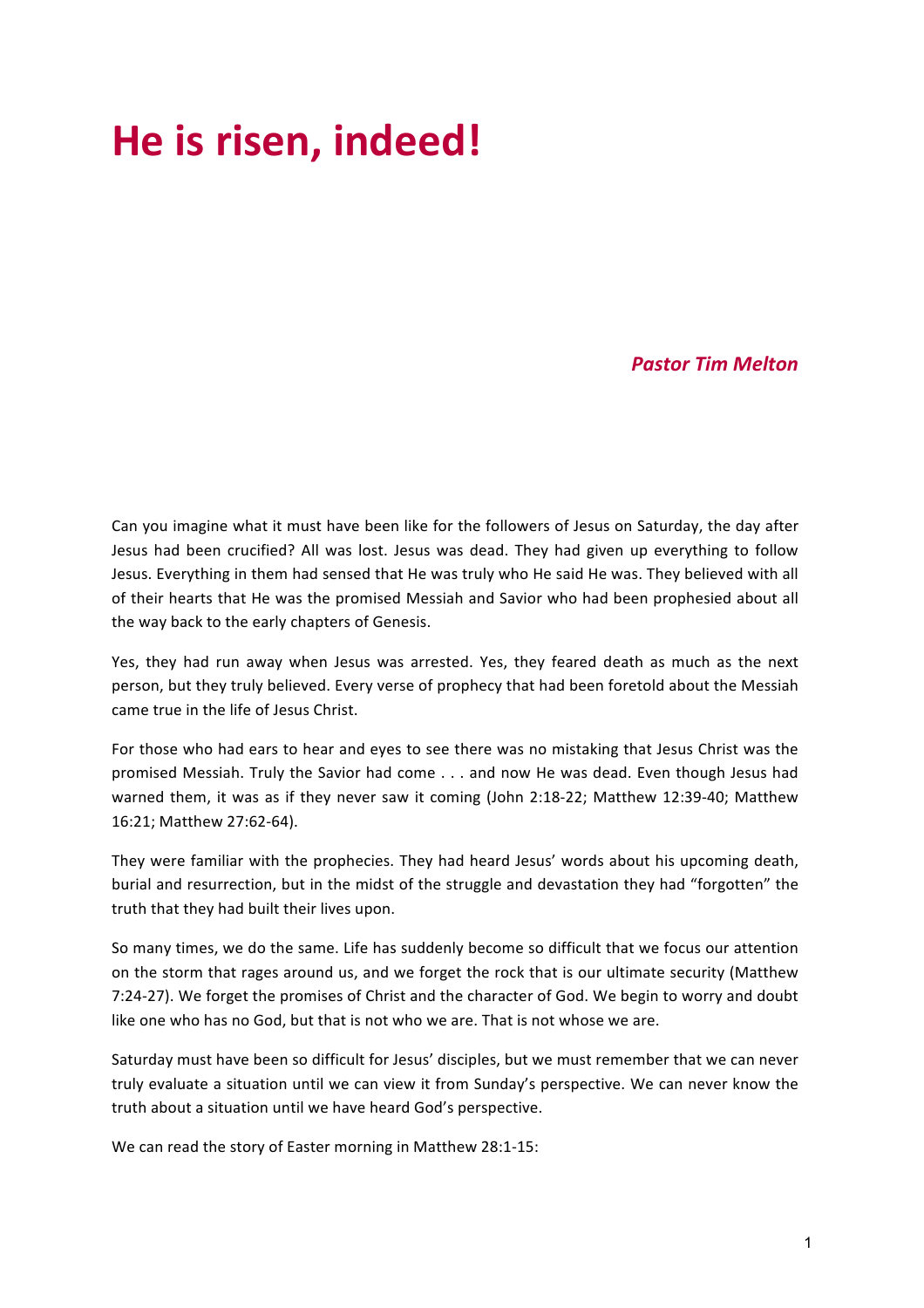# He is risen, indeed!

***Pastor Tim Melton***

Can you imagine what it must have been like for the followers of Jesus on Saturday, the day after Jesus had been crucified? All was lost. Jesus was dead. They had given up everything to follow Jesus. Everything in them had sensed that He was truly who He said He was. They believed with all of their hearts that He was the promised Messiah and Savior who had been prophesied about all the way back to the early chapters of Genesis.

Yes, they had run away when Jesus was arrested. Yes, they feared death as much as the next person, but they truly believed. Every verse of prophecy that had been foretold about the Messiah came true in the life of Jesus Christ.

For those who had ears to hear and eyes to see there was no mistaking that Jesus Christ was the promised Messiah. Truly the Savior had come . . . and now He was dead. Even though Jesus had warned them, it was as if they never saw it coming (John 2:18-22; Matthew 12:39-40; Matthew 16:21; Matthew 27:62-64).

They were familiar with the prophecies. They had heard Jesus' words about his upcoming death, burial and resurrection, but in the midst of the struggle and devastation they had "forgotten" the truth that they had built their lives upon.

So many times, we do the same. Life has suddenly become so difficult that we focus our attention on the storm that rages around us, and we forget the rock that is our ultimate security (Matthew 7:24-27). We forget the promises of Christ and the character of God. We begin to worry and doubt like one who has no God, but that is not who we are. That is not whose we are.

Saturday must have been so difficult for Jesus' disciples, but we must remember that we can never truly evaluate a situation until we can view it from Sunday's perspective. We can never know the truth about a situation until we have heard God's perspective.

We can read the story of Easter morning in Matthew 28:1-15: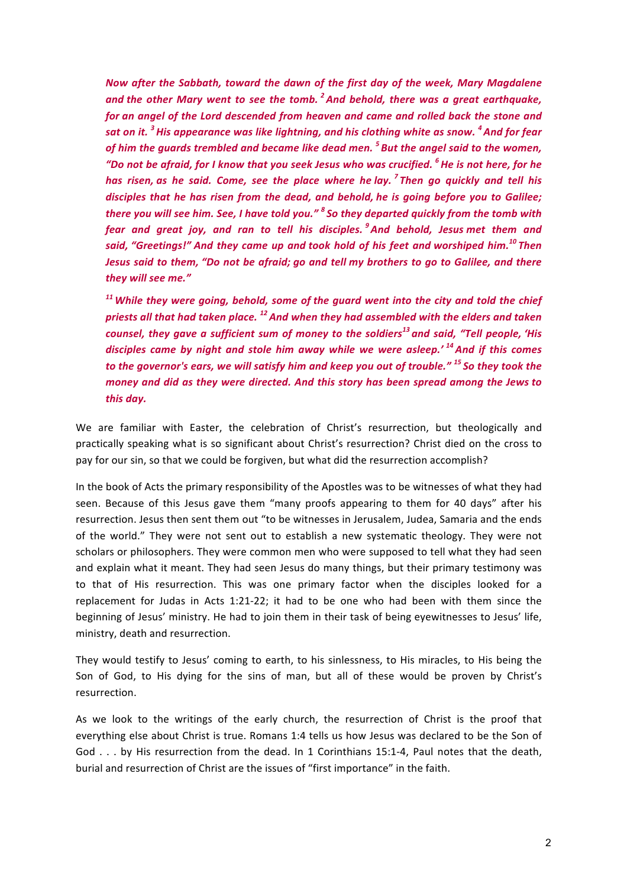*Now after the Sabbath, toward the dawn of the first day of the week, Mary Magdalene and the other Mary went to see the tomb. [2] And behold, there was a great earthquake, for an angel of the Lord descended from heaven and came and rolled back the stone and sat on it. [3] His appearance was like lightning, and his clothing white as snow. [4] And for fear of him the guards trembled and became like dead men. [5] But the angel said to the women, "Do not be afraid, for I know that you seek Jesus who was crucified. [6] He is not here, for he has risen, as he said. Come, see the place where he lay. [7] Then go quickly and tell his disciples that he has risen from the dead, and behold, he is going before you to Galilee; there you will see him. See, I have told you." [8] So they departed quickly from the tomb with fear and great joy, and ran to tell his disciples. [9] And behold, Jesus met them and said, "Greetings!" And they came up and took hold of his feet and worshiped him. [10] Then Jesus said to them, "Do not be afraid; go and tell my brothers to go to Galilee, and there they will see me."*

*[11] While they were going, behold, some of the guard went into the city and told the chief priests all that had taken place. [12] And when they had assembled with the elders and taken counsel, they gave a sufficient sum of money to the soldiers[13] and said, "Tell people, 'His disciples came by night and stole him away while we were asleep.' [14] And if this comes to the governor's ears, we will satisfy him and keep you out of trouble." [15] So they took the money and did as they were directed. And this story has been spread among the Jews to this day.*

We are familiar with Easter, the celebration of Christ's resurrection, but theologically and practically speaking what is so significant about Christ's resurrection? Christ died on the cross to pay for our sin, so that we could be forgiven, but what did the resurrection accomplish?

In the book of Acts the primary responsibility of the Apostles was to be witnesses of what they had seen. Because of this Jesus gave them "many proofs appearing to them for 40 days" after his resurrection. Jesus then sent them out "to be witnesses in Jerusalem, Judea, Samaria and the ends of the world." They were not sent out to establish a new systematic theology. They were not scholars or philosophers. They were common men who were supposed to tell what they had seen and explain what it meant. They had seen Jesus do many things, but their primary testimony was to that of His resurrection. This was one primary factor when the disciples looked for a replacement for Judas in Acts 1:21-22; it had to be one who had been with them since the beginning of Jesus' ministry. He had to join them in their task of being eyewitnesses to Jesus' life, ministry, death and resurrection.

They would testify to Jesus' coming to earth, to his sinlessness, to His miracles, to His being the Son of God, to His dying for the sins of man, but all of these would be proven by Christ's resurrection.

As we look to the writings of the early church, the resurrection of Christ is the proof that everything else about Christ is true. Romans 1:4 tells us how Jesus was declared to be the Son of God . . . by His resurrection from the dead. In 1 Corinthians 15:1-4, Paul notes that the death, burial and resurrection of Christ are the issues of "first importance" in the faith.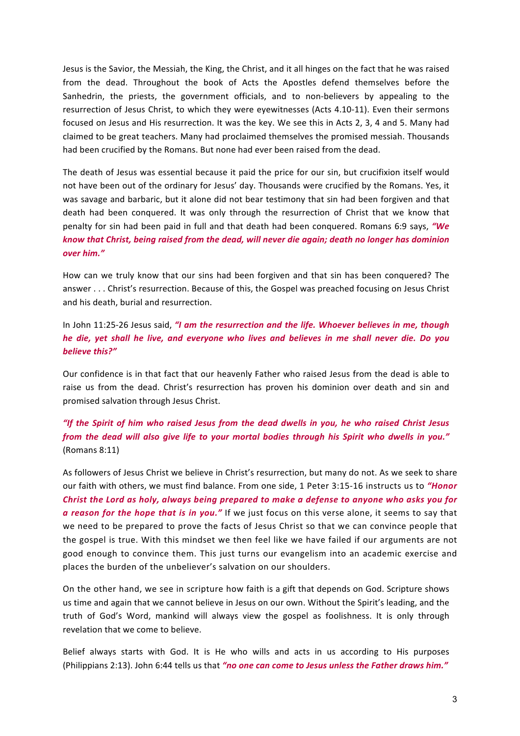Jesus is the Savior, the Messiah, the King, the Christ, and it all hinges on the fact that he was raised from the dead. Throughout the book of Acts the Apostles defend themselves before the Sanhedrin, the priests, the government officials, and to non-believers by appealing to the resurrection of Jesus Christ, to which they were eyewitnesses (Acts 4.10-11). Even their sermons focused on Jesus and His resurrection. It was the key. We see this in Acts 2, 3, 4 and 5. Many had claimed to be great teachers. Many had proclaimed themselves the promised messiah. Thousands had been crucified by the Romans. But none had ever been raised from the dead.

The death of Jesus was essential because it paid the price for our sin, but crucifixion itself would not have been out of the ordinary for Jesus' day. Thousands were crucified by the Romans. Yes, it was savage and barbaric, but it alone did not bear testimony that sin had been forgiven and that death had been conquered. It was only through the resurrection of Christ that we know that penalty for sin had been paid in full and that death had been conquered. Romans 6:9 says, ***"We know that Christ, being raised from the dead, will never die again; death no longer has dominion over him."***

How can we truly know that our sins had been forgiven and that sin has been conquered? The answer . . . Christ's resurrection. Because of this, the Gospel was preached focusing on Jesus Christ and his death, burial and resurrection.

In John 11:25-26 Jesus said, ***"I am the resurrection and the life. Whoever believes in me, though he die, yet shall he live, and everyone who lives and believes in me shall never die. Do you believe this?"***

Our confidence is in that fact that our heavenly Father who raised Jesus from the dead is able to raise us from the dead. Christ's resurrection has proven his dominion over death and sin and promised salvation through Jesus Christ.

***"If the Spirit of him who raised Jesus from the dead dwells in you, he who raised Christ Jesus from the dead will also give life to your mortal bodies through his Spirit who dwells in you."*** (Romans 8:11)

As followers of Jesus Christ we believe in Christ's resurrection, but many do not. As we seek to share our faith with others, we must find balance. From one side, 1 Peter 3:15-16 instructs us to ***"Honor Christ the Lord as holy, always being prepared to make a defense to anyone who asks you for a reason for the hope that is in you."*** If we just focus on this verse alone, it seems to say that we need to be prepared to prove the facts of Jesus Christ so that we can convince people that the gospel is true. With this mindset we then feel like we have failed if our arguments are not good enough to convince them. This just turns our evangelism into an academic exercise and places the burden of the unbeliever's salvation on our shoulders.

On the other hand, we see in scripture how faith is a gift that depends on God. Scripture shows us time and again that we cannot believe in Jesus on our own. Without the Spirit's leading, and the truth of God's Word, mankind will always view the gospel as foolishness. It is only through revelation that we come to believe.

Belief always starts with God. It is He who wills and acts in us according to His purposes (Philippians 2:13). John 6:44 tells us that ***"no one can come to Jesus unless the Father draws him."***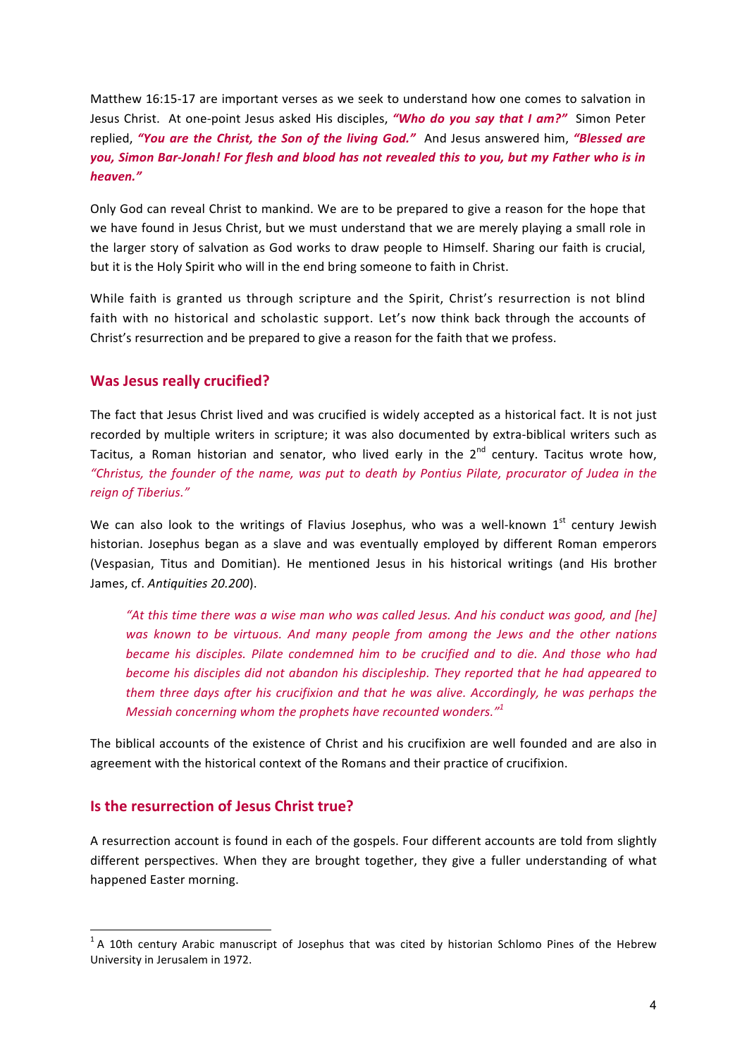Matthew 16:15-17 are important verses as we seek to understand how one comes to salvation in Jesus Christ. At one-point Jesus asked His disciples, ***"Who do you say that I am?"*** Simon Peter replied, ***"You are the Christ, the Son of the living God."*** And Jesus answered him, ***"Blessed are you, Simon Bar-Jonah! For flesh and blood has not revealed this to you, but my Father who is in heaven."***

Only God can reveal Christ to mankind. We are to be prepared to give a reason for the hope that we have found in Jesus Christ, but we must understand that we are merely playing a small role in the larger story of salvation as God works to draw people to Himself. Sharing our faith is crucial, but it is the Holy Spirit who will in the end bring someone to faith in Christ.

While faith is granted us through scripture and the Spirit, Christ's resurrection is not blind faith with no historical and scholastic support. Let's now think back through the accounts of Christ's resurrection and be prepared to give a reason for the faith that we profess.

## Was Jesus really crucified?

The fact that Jesus Christ lived and was crucified is widely accepted as a historical fact. It is not just recorded by multiple writers in scripture; it was also documented by extra-biblical writers such as Tacitus, a Roman historian and senator, who lived early in the 2nd century. Tacitus wrote how, *"Christus, the founder of the name, was put to death by Pontius Pilate, procurator of Judea in the reign of Tiberius."*

We can also look to the writings of Flavius Josephus, who was a well-known 1st century Jewish historian. Josephus began as a slave and was eventually employed by different Roman emperors (Vespasian, Titus and Domitian). He mentioned Jesus in his historical writings (and His brother James, cf. *Antiquities 20.200*).

> *"At this time there was a wise man who was called Jesus. And his conduct was good, and [he] was known to be virtuous. And many people from among the Jews and the other nations became his disciples. Pilate condemned him to be crucified and to die. And those who had become his disciples did not abandon his discipleship. They reported that he had appeared to them three days after his crucifixion and that he was alive. Accordingly, he was perhaps the Messiah concerning whom the prophets have recounted wonders."*[1]

The biblical accounts of the existence of Christ and his crucifixion are well founded and are also in agreement with the historical context of the Romans and their practice of crucifixion.

## Is the resurrection of Jesus Christ true?

A resurrection account is found in each of the gospels. Four different accounts are told from slightly different perspectives. When they are brought together, they give a fuller understanding of what happened Easter morning.

---

[1] A 10th century Arabic manuscript of Josephus that was cited by historian Schlomo Pines of the Hebrew University in Jerusalem in 1972.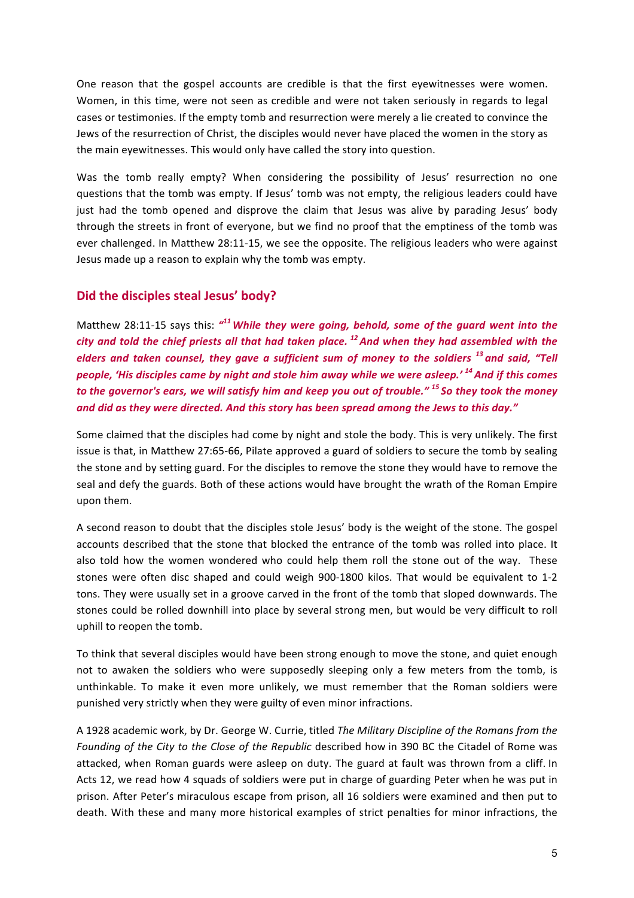One reason that the gospel accounts are credible is that the first eyewitnesses were women. Women, in this time, were not seen as credible and were not taken seriously in regards to legal cases or testimonies. If the empty tomb and resurrection were merely a lie created to convince the Jews of the resurrection of Christ, the disciples would never have placed the women in the story as the main eyewitnesses. This would only have called the story into question.

Was the tomb really empty? When considering the possibility of Jesus' resurrection no one questions that the tomb was empty. If Jesus' tomb was not empty, the religious leaders could have just had the tomb opened and disprove the claim that Jesus was alive by parading Jesus' body through the streets in front of everyone, but we find no proof that the emptiness of the tomb was ever challenged. In Matthew 28:11-15, we see the opposite. The religious leaders who were against Jesus made up a reason to explain why the tomb was empty.

## Did the disciples steal Jesus' body?

Matthew 28:11-15 says this: ***"[11] While they were going, behold, some of the guard went into the city and told the chief priests all that had taken place. [12] And when they had assembled with the elders and taken counsel, they gave a sufficient sum of money to the soldiers [13] and said, "Tell people, 'His disciples came by night and stole him away while we were asleep.' [14] And if this comes to the governor's ears, we will satisfy him and keep you out of trouble." [15] So they took the money and did as they were directed. And this story has been spread among the Jews to this day."***

Some claimed that the disciples had come by night and stole the body. This is very unlikely. The first issue is that, in Matthew 27:65-66, Pilate approved a guard of soldiers to secure the tomb by sealing the stone and by setting guard. For the disciples to remove the stone they would have to remove the seal and defy the guards. Both of these actions would have brought the wrath of the Roman Empire upon them.

A second reason to doubt that the disciples stole Jesus' body is the weight of the stone. The gospel accounts described that the stone that blocked the entrance of the tomb was rolled into place. It also told how the women wondered who could help them roll the stone out of the way. These stones were often disc shaped and could weigh 900-1800 kilos. That would be equivalent to 1-2 tons. They were usually set in a groove carved in the front of the tomb that sloped downwards. The stones could be rolled downhill into place by several strong men, but would be very difficult to roll uphill to reopen the tomb.

To think that several disciples would have been strong enough to move the stone, and quiet enough not to awaken the soldiers who were supposedly sleeping only a few meters from the tomb, is unthinkable. To make it even more unlikely, we must remember that the Roman soldiers were punished very strictly when they were guilty of even minor infractions.

A 1928 academic work, by Dr. George W. Currie, titled *The Military Discipline of the Romans from the Founding of the City to the Close of the Republic* described how in 390 BC the Citadel of Rome was attacked, when Roman guards were asleep on duty. The guard at fault was thrown from a cliff. In Acts 12, we read how 4 squads of soldiers were put in charge of guarding Peter when he was put in prison. After Peter's miraculous escape from prison, all 16 soldiers were examined and then put to death. With these and many more historical examples of strict penalties for minor infractions, the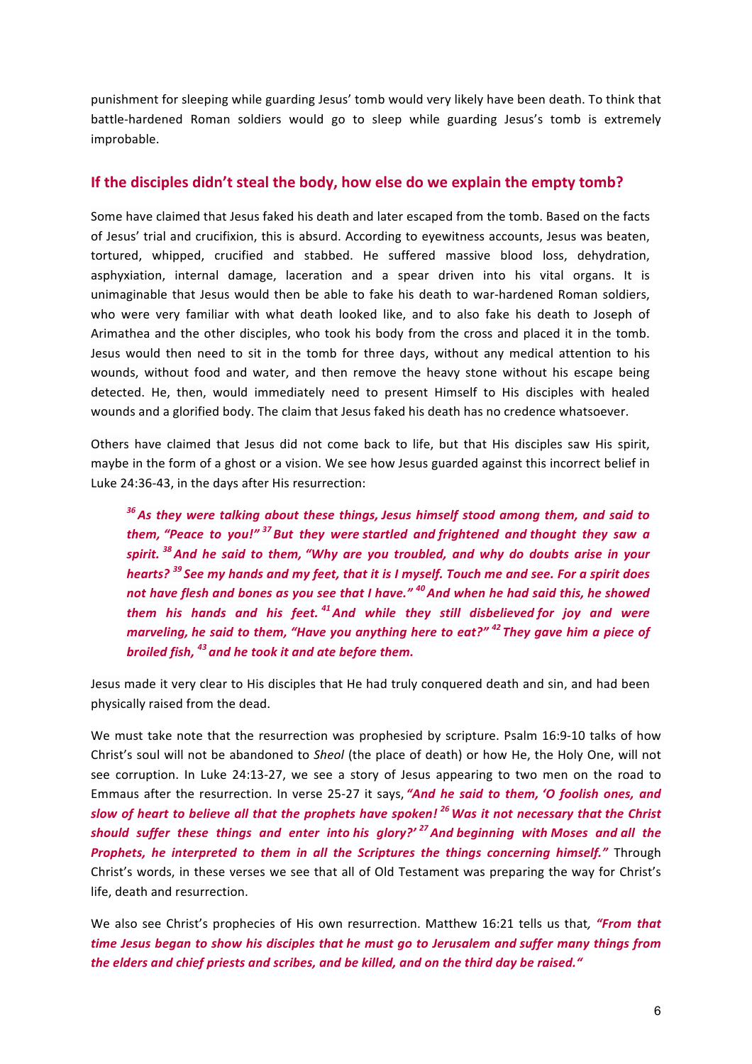punishment for sleeping while guarding Jesus' tomb would very likely have been death. To think that battle-hardened Roman soldiers would go to sleep while guarding Jesus's tomb is extremely improbable.

## If the disciples didn't steal the body, how else do we explain the empty tomb?

Some have claimed that Jesus faked his death and later escaped from the tomb. Based on the facts of Jesus' trial and crucifixion, this is absurd. According to eyewitness accounts, Jesus was beaten, tortured, whipped, crucified and stabbed. He suffered massive blood loss, dehydration, asphyxiation, internal damage, laceration and a spear driven into his vital organs. It is unimaginable that Jesus would then be able to fake his death to war-hardened Roman soldiers, who were very familiar with what death looked like, and to also fake his death to Joseph of Arimathea and the other disciples, who took his body from the cross and placed it in the tomb. Jesus would then need to sit in the tomb for three days, without any medical attention to his wounds, without food and water, and then remove the heavy stone without his escape being detected. He, then, would immediately need to present Himself to His disciples with healed wounds and a glorified body. The claim that Jesus faked his death has no credence whatsoever.

Others have claimed that Jesus did not come back to life, but that His disciples saw His spirit, maybe in the form of a ghost or a vision. We see how Jesus guarded against this incorrect belief in Luke 24:36-43, in the days after His resurrection:

> ***[36] As they were talking about these things, Jesus himself stood among them, and said to them, "Peace to you!" [37] But they were startled and frightened and thought they saw a spirit. [38] And he said to them, "Why are you troubled, and why do doubts arise in your hearts? [39] See my hands and my feet, that it is I myself. Touch me and see. For a spirit does not have flesh and bones as you see that I have." [40] And when he had said this, he showed them his hands and his feet. [41] And while they still disbelieved for joy and were marveling, he said to them, "Have you anything here to eat?" [42] They gave him a piece of broiled fish, [43] and he took it and ate before them.***

Jesus made it very clear to His disciples that He had truly conquered death and sin, and had been physically raised from the dead.

We must take note that the resurrection was prophesied by scripture. Psalm 16:9-10 talks of how Christ's soul will not be abandoned to *Sheol* (the place of death) or how He, the Holy One, will not see corruption. In Luke 24:13-27, we see a story of Jesus appearing to two men on the road to Emmaus after the resurrection. In verse 25-27 it says, ***"And he said to them, 'O foolish ones, and slow of heart to believe all that the prophets have spoken! [26] Was it not necessary that the Christ should suffer these things and enter into his glory?' [27] And beginning with Moses and all the Prophets, he interpreted to them in all the Scriptures the things concerning himself."*** Through Christ's words, in these verses we see that all of Old Testament was preparing the way for Christ's life, death and resurrection.

We also see Christ's prophecies of His own resurrection. Matthew 16:21 tells us that, ***"From that time Jesus began to show his disciples that he must go to Jerusalem and suffer many things from the elders and chief priests and scribes, and be killed, and on the third day be raised."***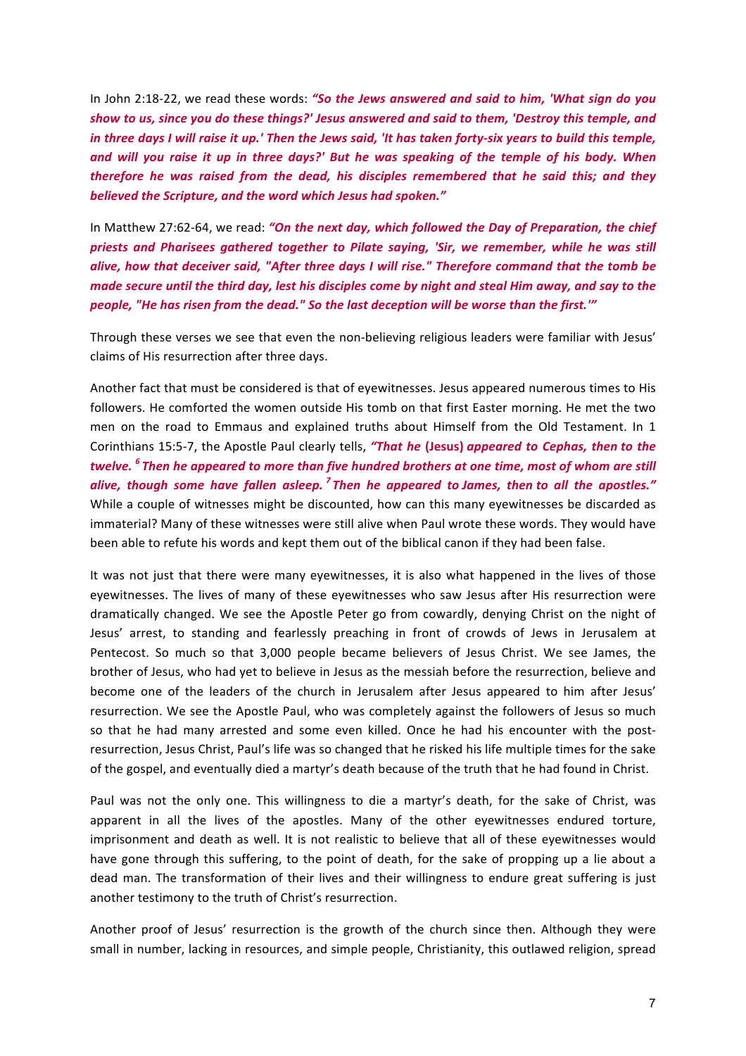In John 2:18-22, we read these words: ***"So the Jews answered and said to him, 'What sign do you show to us, since you do these things?' Jesus answered and said to them, 'Destroy this temple, and in three days I will raise it up.' Then the Jews said, 'It has taken forty-six years to build this temple, and will you raise it up in three days?' But he was speaking of the temple of his body. When therefore he was raised from the dead, his disciples remembered that he said this; and they believed the Scripture, and the word which Jesus had spoken."***

In Matthew 27:62-64, we read: ***"On the next day, which followed the Day of Preparation, the chief priests and Pharisees gathered together to Pilate saying, 'Sir, we remember, while he was still alive, how that deceiver said, "After three days I will rise." Therefore command that the tomb be made secure until the third day, lest his disciples come by night and steal Him away, and say to the people, "He has risen from the dead." So the last deception will be worse than the first.'"***

Through these verses we see that even the non-believing religious leaders were familiar with Jesus' claims of His resurrection after three days.

Another fact that must be considered is that of eyewitnesses. Jesus appeared numerous times to His followers. He comforted the women outside His tomb on that first Easter morning. He met the two men on the road to Emmaus and explained truths about Himself from the Old Testament. In 1 Corinthians 15:5-7, the Apostle Paul clearly tells, ***"That he* (Jesus) *appeared to Cephas, then to the twelve.* [6] *Then he appeared to more than five hundred brothers at one time, most of whom are still alive, though some have fallen asleep.* [7] *Then he appeared to James, then to all the apostles."*** While a couple of witnesses might be discounted, how can this many eyewitnesses be discarded as immaterial? Many of these witnesses were still alive when Paul wrote these words. They would have been able to refute his words and kept them out of the biblical canon if they had been false.

It was not just that there were many eyewitnesses, it is also what happened in the lives of those eyewitnesses. The lives of many of these eyewitnesses who saw Jesus after His resurrection were dramatically changed. We see the Apostle Peter go from cowardly, denying Christ on the night of Jesus' arrest, to standing and fearlessly preaching in front of crowds of Jews in Jerusalem at Pentecost. So much so that 3,000 people became believers of Jesus Christ. We see James, the brother of Jesus, who had yet to believe in Jesus as the messiah before the resurrection, believe and become one of the leaders of the church in Jerusalem after Jesus appeared to him after Jesus' resurrection. We see the Apostle Paul, who was completely against the followers of Jesus so much so that he had many arrested and some even killed. Once he had his encounter with the post-resurrection, Jesus Christ, Paul's life was so changed that he risked his life multiple times for the sake of the gospel, and eventually died a martyr's death because of the truth that he had found in Christ.

Paul was not the only one. This willingness to die a martyr's death, for the sake of Christ, was apparent in all the lives of the apostles. Many of the other eyewitnesses endured torture, imprisonment and death as well. It is not realistic to believe that all of these eyewitnesses would have gone through this suffering, to the point of death, for the sake of propping up a lie about a dead man. The transformation of their lives and their willingness to endure great suffering is just another testimony to the truth of Christ's resurrection.

Another proof of Jesus' resurrection is the growth of the church since then. Although they were small in number, lacking in resources, and simple people, Christianity, this outlawed religion, spread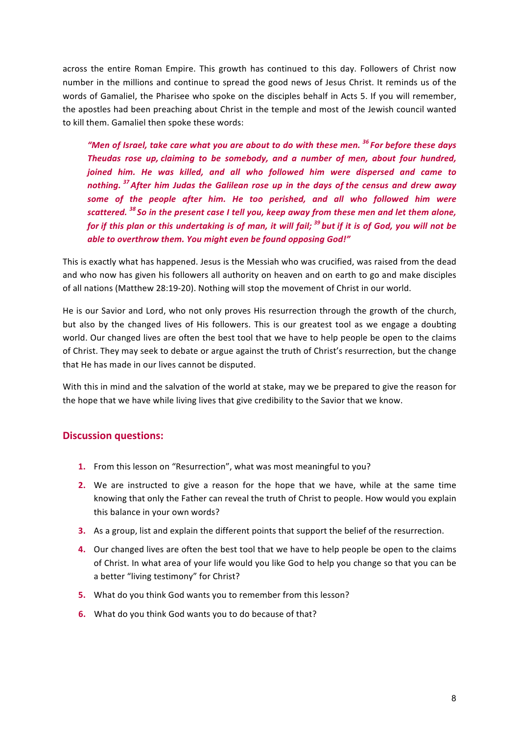across the entire Roman Empire. This growth has continued to this day. Followers of Christ now number in the millions and continue to spread the good news of Jesus Christ. It reminds us of the words of Gamaliel, the Pharisee who spoke on the disciples behalf in Acts 5. If you will remember, the apostles had been preaching about Christ in the temple and most of the Jewish council wanted to kill them. Gamaliel then spoke these words:

> ***"Men of Israel, take care what you are about to do with these men. [36] For before these days Theudas rose up, claiming to be somebody, and a number of men, about four hundred, joined him. He was killed, and all who followed him were dispersed and came to nothing. [37] After him Judas the Galilean rose up in the days of the census and drew away some of the people after him. He too perished, and all who followed him were scattered. [38] So in the present case I tell you, keep away from these men and let them alone, for if this plan or this undertaking is of man, it will fail; [39] but if it is of God, you will not be able to overthrow them. You might even be found opposing God!"***

This is exactly what has happened. Jesus is the Messiah who was crucified, was raised from the dead and who now has given his followers all authority on heaven and on earth to go and make disciples of all nations (Matthew 28:19-20). Nothing will stop the movement of Christ in our world.

He is our Savior and Lord, who not only proves His resurrection through the growth of the church, but also by the changed lives of His followers. This is our greatest tool as we engage a doubting world. Our changed lives are often the best tool that we have to help people be open to the claims of Christ. They may seek to debate or argue against the truth of Christ's resurrection, but the change that He has made in our lives cannot be disputed.

With this in mind and the salvation of the world at stake, may we be prepared to give the reason for the hope that we have while living lives that give credibility to the Savior that we know.

## Discussion questions:

1. From this lesson on "Resurrection", what was most meaningful to you?
2. We are instructed to give a reason for the hope that we have, while at the same time knowing that only the Father can reveal the truth of Christ to people. How would you explain this balance in your own words?
3. As a group, list and explain the different points that support the belief of the resurrection.
4. Our changed lives are often the best tool that we have to help people be open to the claims of Christ. In what area of your life would you like God to help you change so that you can be a better "living testimony" for Christ?
5. What do you think God wants you to remember from this lesson?
6. What do you think God wants you to do because of that?